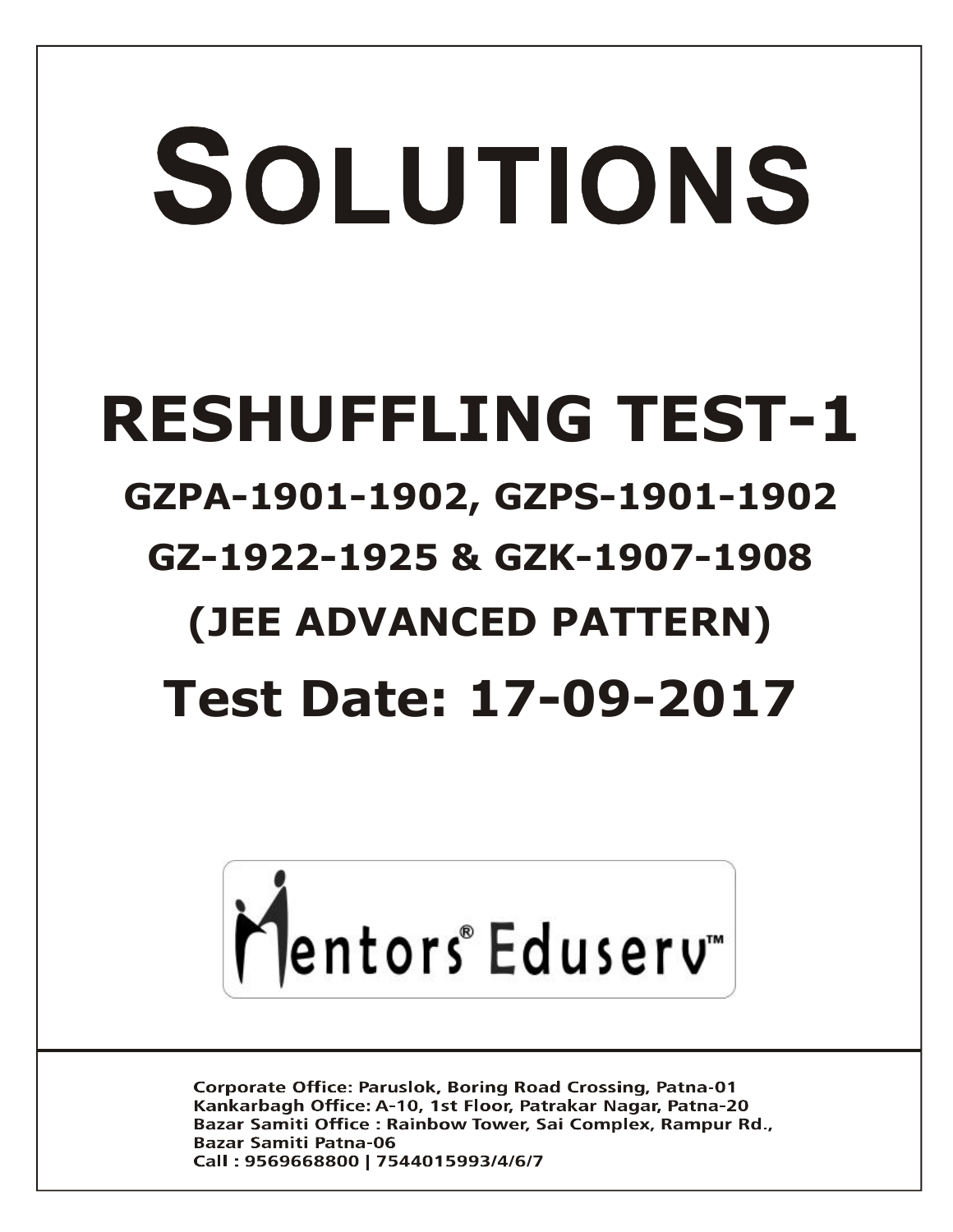# SOLUTIONS

# RESHUFFLING TEST-1

## GZPA-1901-1902, GZPS-1901-1902

## GZ-1922-1925 & GZK-1907-1908

## (JEE ADVANCED PATTERN)

## Test Date: 17-09-2017

Mentors® Eduserv™

Corporate Office: Paruslok, Boring Road Crossing, Patna-01
Kankarbagh Office: A-10, 1st Floor, Patrakar Nagar, Patna-20
Bazar Samiti Office : Rainbow Tower, Sai Complex, Rampur Rd., Bazar Samiti Patna-06
Call : 9569668800 | 7544015993/4/6/7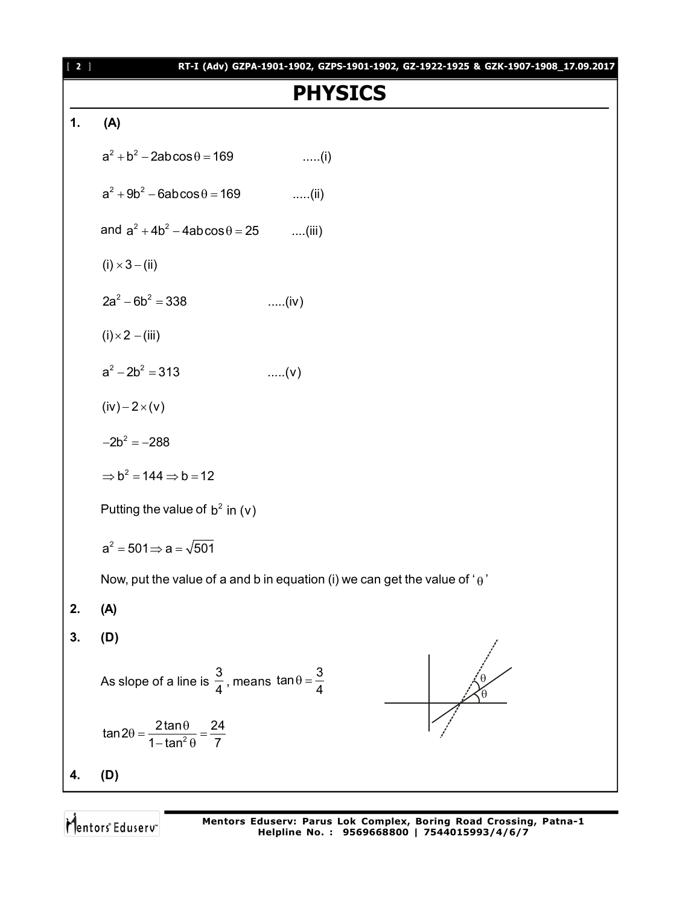# PHYSICS

**1. (A)**

$a^2 + b^2 - 2ab\cos\theta = 169$ .....(i)

$a^2 + 9b^2 - 6ab\cos\theta = 169$ .....(ii)

and $a^2 + 4b^2 - 4ab\cos\theta = 25$ ....(iii)

$(i) \times 3 - (ii)$

$2a^2 - 6b^2 = 338$ .....(iv)

$(i) \times 2 - (iii)$

$a^2 - 2b^2 = 313$ .....(v)

$(iv) - 2 \times (v)$

$-2b^2 = -288$

$\Rightarrow b^2 = 144 \Rightarrow b = 12$

Putting the value of $b^2$ in $(v)$

$a^2 = 501 \Rightarrow a = \sqrt{501}$

Now, put the value of a and b in equation (i) we can get the value of '$\theta$'

**2. (A)**

**3. (D)**

As slope of a line is $\frac{3}{4}$, means $\tan\theta = \frac{3}{4}$

$\tan 2\theta = \frac{2\tan\theta}{1 - \tan^2\theta} = \frac{24}{7}$

**4. (D)**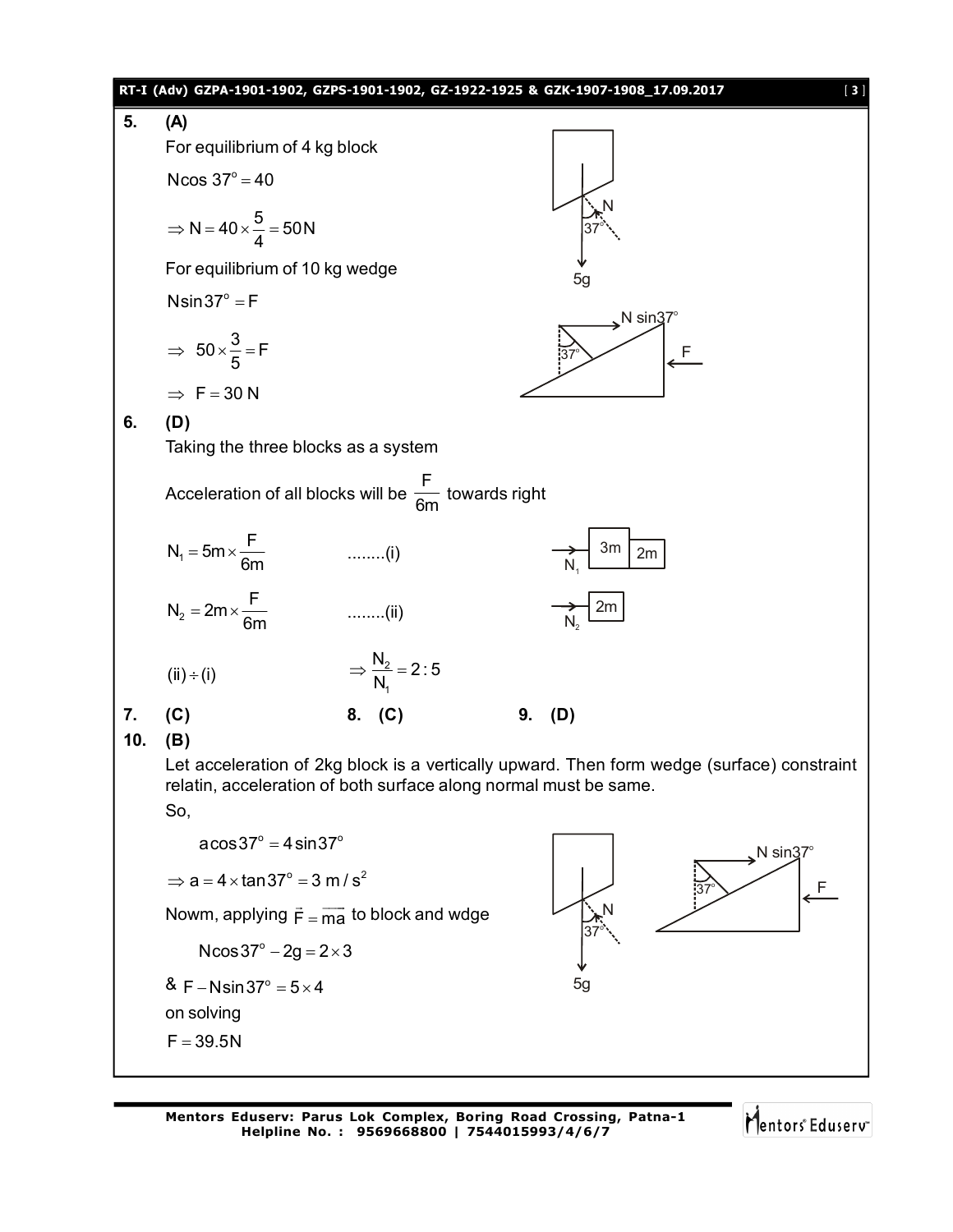**5. (A)**

For equilibrium of 4 kg block

$N\cos 37^\circ = 40$

$\Rightarrow N = 40 \times \dfrac{5}{4} = 50\text{N}$

For equilibrium of 10 kg wedge

$N\sin 37^\circ = F$

$\Rightarrow \ 50 \times \dfrac{3}{5} = F$

$\Rightarrow \ F = 30\text{ N}$

**6. (D)**

Taking the three blocks as a system

Acceleration of all blocks will be $\dfrac{F}{6m}$ towards right

$N_1 = 5m \times \dfrac{F}{6m}$ ........(i)

$N_2 = 2m \times \dfrac{F}{6m}$ ........(ii)

$(ii) \div (i)$ $\Rightarrow \dfrac{N_2}{N_1} = 2:5$

**7. (C)** **8. (C)** **9. (D)**

**10. (B)**

Let acceleration of 2kg block is a vertically upward. Then form wedge (surface) constraint relatin, acceleration of both surface along normal must be same.

So,

$a\cos 37^\circ = 4\sin 37^\circ$

$\Rightarrow a = 4 \times \tan 37^\circ = 3\text{ m/s}^2$

Nowm, applying $\vec{F} = \overrightarrow{ma}$ to block and wdge

$N\cos 37^\circ - 2g = 2 \times 3$

& $F - N\sin 37^\circ = 5 \times 4$

on solving

$F = 39.5\text{N}$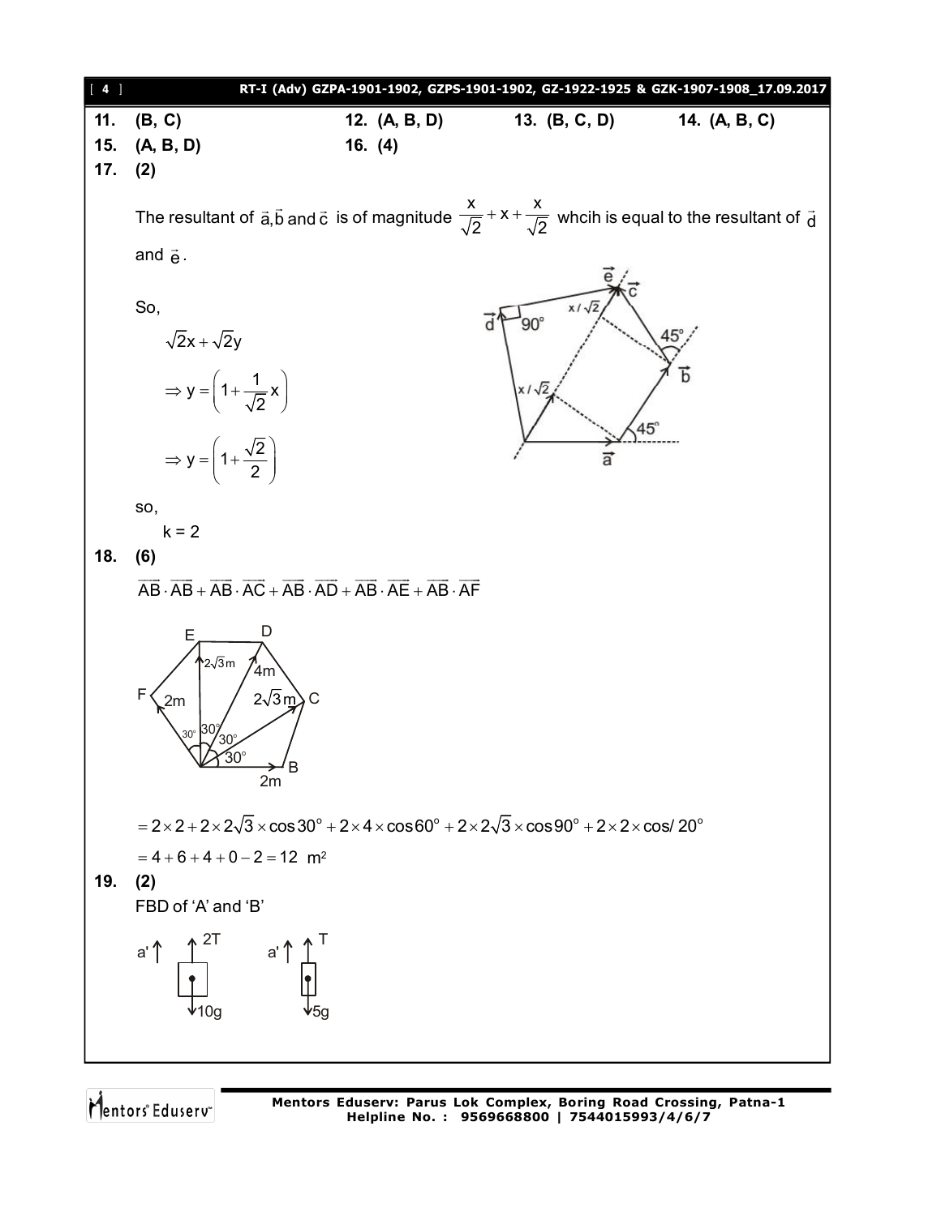**11.** (B, C) **12.** (A, B, D) **13.** (B, C, D) **14.** (A, B, C)

**15.** (A, B, D) **16.** (4)

**17.** (2)

The resultant of $\vec{a}, \vec{b}$ and $\vec{c}$ is of magnitude $\frac{x}{\sqrt{2}} + x + \frac{x}{\sqrt{2}}$ whcih is equal to the resultant of $\vec{d}$ and $\vec{e}$.

So,

$$\sqrt{2}x + \sqrt{2}y$$

$$\Rightarrow y = \left(1 + \frac{1}{\sqrt{2}}x\right)$$

$$\Rightarrow y = \left(1 + \frac{\sqrt{2}}{2}\right)$$

so,

$k = 2$

**18.** (6)

$$\overline{AB} \cdot \overline{AB} + \overline{AB} \cdot \overline{AC} + \overline{AB} \cdot \overline{AD} + \overline{AB} \cdot \overline{AE} + \overline{AB} \cdot \overline{AF}$$

$$= 2 \times 2 + 2 \times 2\sqrt{3} \times \cos 30^\circ + 2 \times 4 \times \cos 60^\circ + 2 \times 2\sqrt{3} \times \cos 90^\circ + 2 \times 2 \times \cos/\,20^\circ$$

$$= 4 + 6 + 4 + 0 - 2 = 12 \ \text{m}^2$$

**19.** (2)

FBD of 'A' and 'B'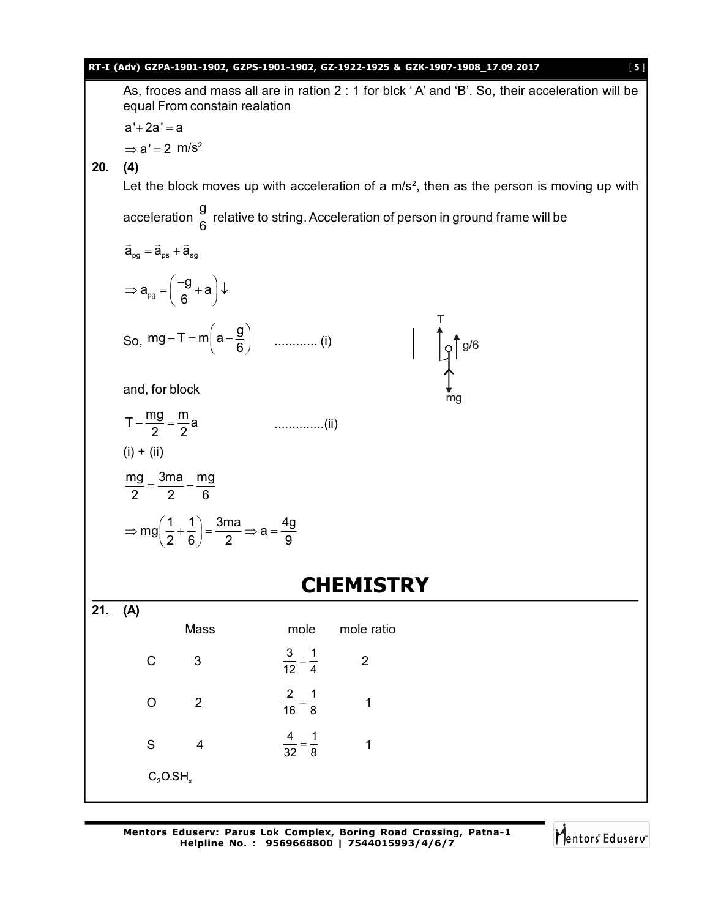As, froces and mass all are in ration 2 : 1 for blck ' A' and 'B'. So, their acceleration will be equal From constain realation

$$a' + 2a' = a$$

$$\Rightarrow a' = 2 \text{ m/s}^2$$

**20. (4)**

Let the block moves up with acceleration of a m/s$^2$, then as the person is moving up with acceleration $\frac{g}{6}$ relative to string. Acceleration of person in ground frame will be

$$\vec{a}_{pg} = \vec{a}_{ps} + \vec{a}_{sg}$$

$$\Rightarrow a_{pg} = \left(\frac{-g}{6} + a\right)\downarrow$$

So, $mg - T = m\left(a - \frac{g}{6}\right)$ ............ (i)

T, g/6, mg

and, for block

$T - \frac{mg}{2} = \frac{m}{2}a$ .............(ii)

(i) + (ii)

$$\frac{mg}{2} = \frac{3ma}{2} - \frac{mg}{6}$$

$$\Rightarrow mg\left(\frac{1}{2} + \frac{1}{6}\right) = \frac{3ma}{2} \Rightarrow a = \frac{4g}{9}$$

# CHEMISTRY

**21. (A)**

| | Mass | mole | mole ratio |
|---|---|---|---|
| C | 3 | $\frac{3}{12} = \frac{1}{4}$ | 2 |
| O | 2 | $\frac{2}{16} = \frac{1}{8}$ | 1 |
| S | 4 | $\frac{4}{32} = \frac{1}{8}$ | 1 |

$C_2OSH_x$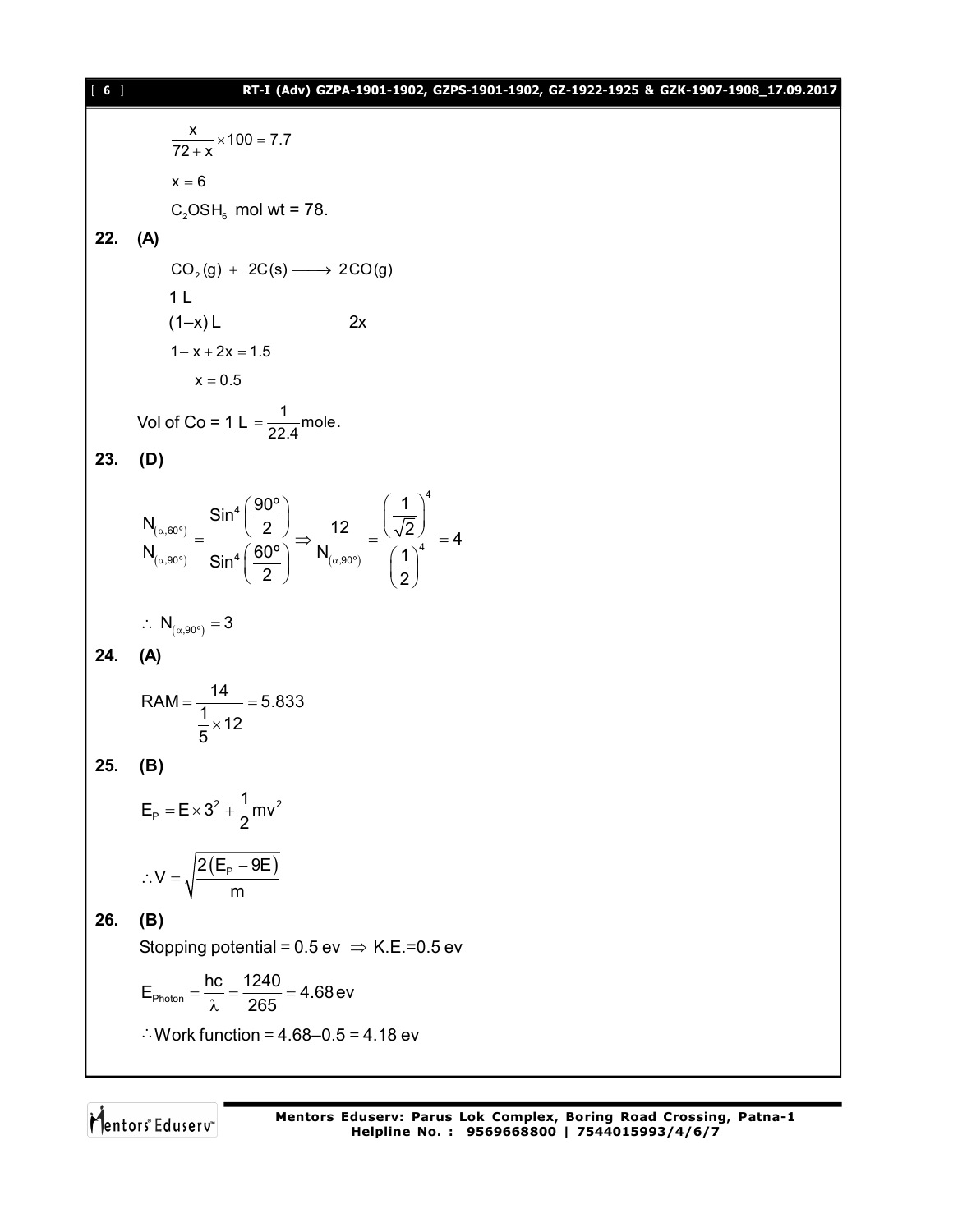$$\frac{x}{72+x}\times 100 = 7.7$$

$$x = 6$$

$C_2OSH_6$ mol wt = 78.

**22. (A)**

$$CO_2(g) + 2C(s) \longrightarrow 2CO(g)$$

1 L

(1–x) L 2x

$$1 - x + 2x = 1.5$$

$$x = 0.5$$

Vol of Co = 1 L $= \frac{1}{22.4}$ mole.

**23. (D)**

$$\frac{N_{(\alpha,60^\circ)}}{N_{(\alpha,90^\circ)}} = \frac{\text{Sin}^4\left(\frac{90^\circ}{2}\right)}{\text{Sin}^4\left(\frac{60^\circ}{2}\right)} \Rightarrow \frac{12}{N_{(\alpha,90^\circ)}} = \frac{\left(\frac{1}{\sqrt{2}}\right)^4}{\left(\frac{1}{2}\right)^4} = 4$$

$$\therefore\ N_{(\alpha,90^\circ)} = 3$$

**24. (A)**

$$\text{RAM} = \frac{14}{\frac{1}{5}\times 12} = 5.833$$

**25. (B)**

$$E_P = E\times 3^2 + \frac{1}{2}mv^2$$

$$\therefore V = \sqrt{\frac{2(E_P - 9E)}{m}}$$

**26. (B)**

Stopping potential = 0.5 ev $\Rightarrow$ K.E.=0.5 ev

$$E_{\text{Photon}} = \frac{hc}{\lambda} = \frac{1240}{265} = 4.68\,\text{ev}$$

$\therefore$ Work function = 4.68–0.5 = 4.18 ev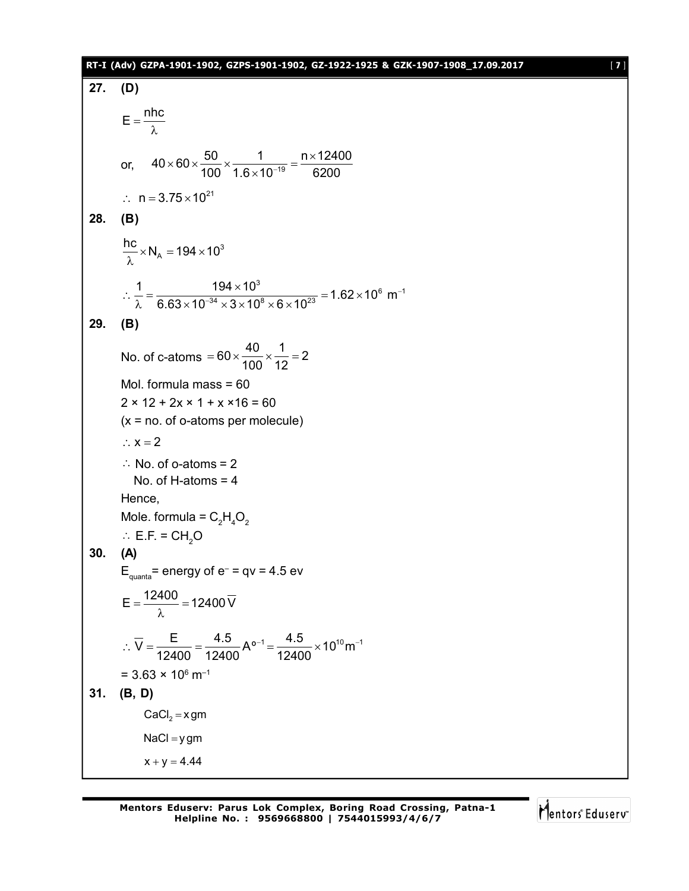**27. (D)**

$$E = \frac{nhc}{\lambda}$$

or, $$40 \times 60 \times \frac{50}{100} \times \frac{1}{1.6 \times 10^{-19}} = \frac{n \times 12400}{6200}$$

$\therefore\ n = 3.75 \times 10^{21}$

**28. (B)**

$$\frac{hc}{\lambda} \times N_A = 194 \times 10^3$$

$$\therefore \frac{1}{\lambda} = \frac{194 \times 10^3}{6.63 \times 10^{-34} \times 3 \times 10^8 \times 6 \times 10^{23}} = 1.62 \times 10^6\ m^{-1}$$

**29. (B)**

No. of c-atoms $= 60 \times \frac{40}{100} \times \frac{1}{12} = 2$

Mol. formula mass = 60

2 × 12 + 2x × 1 + x ×16 = 60

(x = no. of o-atoms per molecule)

$\therefore x = 2$

$\therefore$ No. of o-atoms = 2

No. of H-atoms = 4

Hence,

Mole. formula = $C_2H_4O_2$

$\therefore$ E.F. = $CH_2O$

**30. (A)**

$E_{quanta}$= energy of $e^-$ = qv = 4.5 ev

$$E = \frac{12400}{\lambda} = 12400\,\overline{V}$$

$$\therefore \overline{V} = \frac{E}{12400} = \frac{4.5}{12400} A^{o\,-1} = \frac{4.5}{12400} \times 10^{10} m^{-1}$$

= $3.63 \times 10^6\ m^{-1}$

**31. (B, D)**

$CaCl_2 = x\,gm$

$NaCl = y\,gm$

$x + y = 4.44$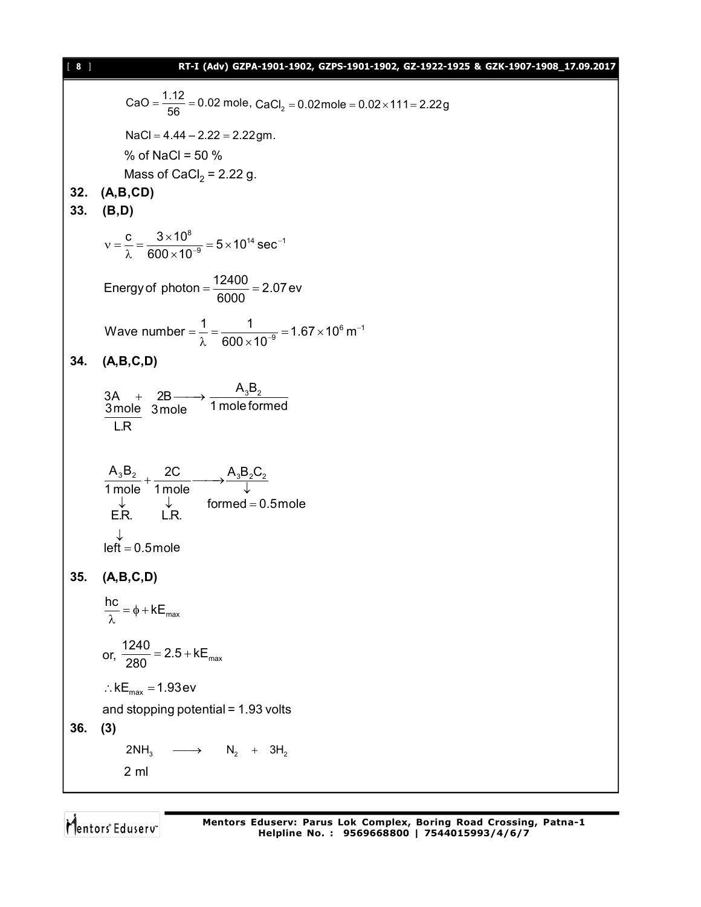$$CaO = \frac{1.12}{56} = 0.02 \text{ mole}, \; CaCl_2 = 0.02\text{mole} = 0.02 \times 111 = 2.22\text{g}$$

$$NaCl = 4.44 - 2.22 = 2.22\text{gm.}$$

% of NaCl = 50 %

Mass of $CaCl_2$ = 2.22 g.

**32. (A,B,CD)**

**33. (B,D)**

$$\nu = \frac{c}{\lambda} = \frac{3 \times 10^8}{600 \times 10^{-9}} = 5 \times 10^{14}\,\text{sec}^{-1}$$

$$\text{Energy of photon} = \frac{12400}{6000} = 2.07\,\text{ev}$$

$$\text{Wave number} = \frac{1}{\lambda} = \frac{1}{600 \times 10^{-9}} = 1.67 \times 10^6\,\text{m}^{-1}$$

**34. (A,B,C,D)**

$$\underset{\underset{\text{L.R}}{\text{3 mole}}}{3A} + \underset{\text{3 mole}}{2B} \longrightarrow \frac{A_3B_2}{\text{1 mole formed}}$$

$$\frac{A_3B_2}{\underset{\underset{\text{E.R.}}{\downarrow}}{\text{1 mole}}} + \frac{2C}{\underset{\underset{\text{L.R.}}{\downarrow}}{\text{1 mole}}} \longrightarrow \underset{\underset{\text{formed} = 0.5\text{mole}}{\downarrow}}{A_3B_2C_2}$$

$$\downarrow$$

$$\text{left} = 0.5\text{mole}$$

**35. (A,B,C,D)**

$$\frac{hc}{\lambda} = \phi + kE_{max}$$

$$\text{or, } \frac{1240}{280} = 2.5 + kE_{max}$$

$$\therefore kE_{max} = 1.93\,\text{ev}$$

and stopping potential = 1.93 volts

**36. (3)**

$$2NH_3 \longrightarrow N_2 + 3H_2$$

2 ml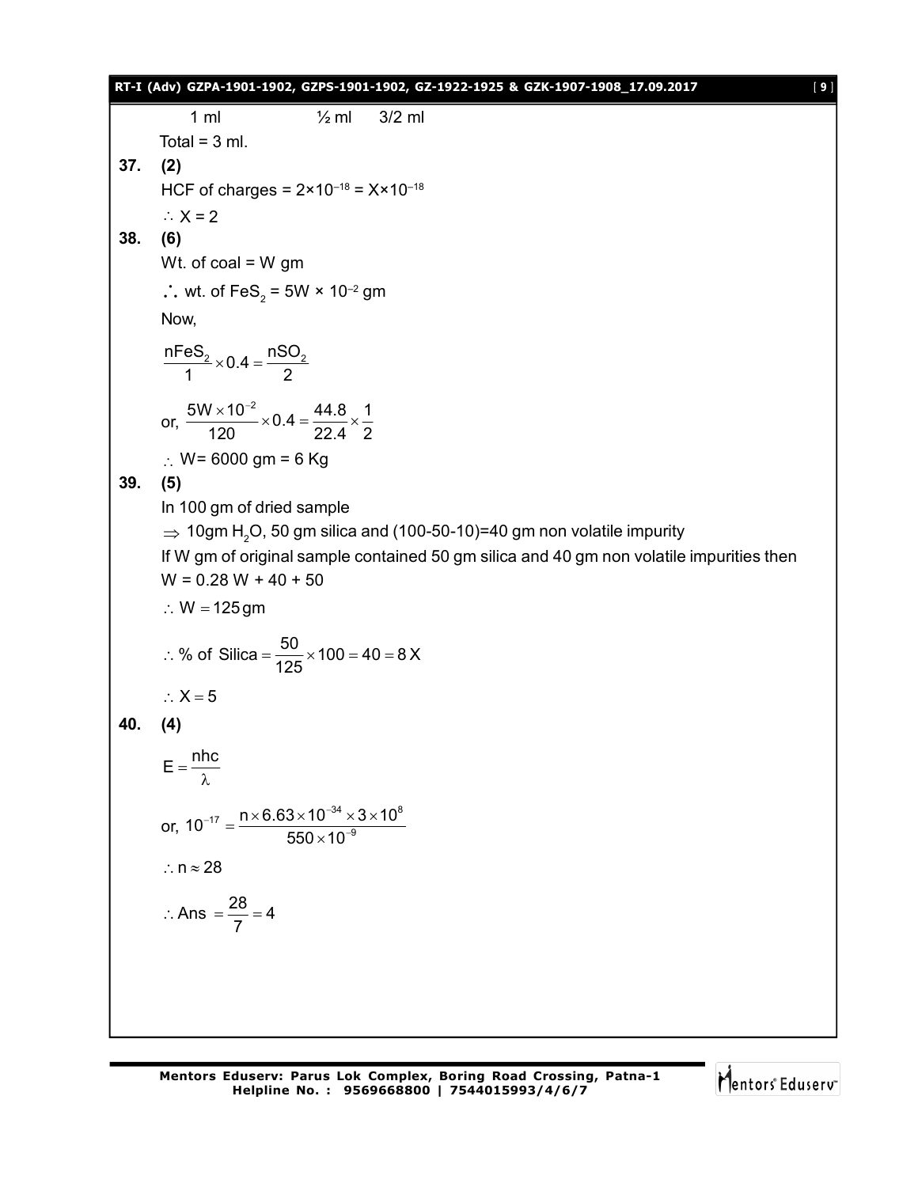1 ml ½ ml 3/2 ml

Total = 3 ml.

**37. (2)**

HCF of charges = $2\times10^{-18} = X\times10^{-18}$

$\therefore X = 2$

**38. (6)**

Wt. of coal = W gm

$\therefore$ wt. of $FeS_2$ = $5W \times 10^{-2}$ gm

Now,

$$\frac{nFeS_2}{1} \times 0.4 = \frac{nSO_2}{2}$$

or, $$\frac{5W \times 10^{-2}}{120} \times 0.4 = \frac{44.8}{22.4} \times \frac{1}{2}$$

$\therefore$ W= 6000 gm = 6 Kg

**39. (5)**

In 100 gm of dried sample

$\Rightarrow$ 10gm $H_2O$, 50 gm silica and (100-50-10)=40 gm non volatile impurity

If W gm of original sample contained 50 gm silica and 40 gm non volatile impurities then

W = 0.28 W + 40 + 50

$\therefore W = 125\,\text{gm}$

$$\therefore \text{\% of Silica} = \frac{50}{125} \times 100 = 40 = 8\,X$$

$\therefore X = 5$

**40. (4)**

$$E = \frac{nhc}{\lambda}$$

or, $$10^{-17} = \frac{n \times 6.63 \times 10^{-34} \times 3 \times 10^{8}}{550 \times 10^{-9}}$$

$\therefore n \approx 28$

$$\therefore \text{Ans } = \frac{28}{7} = 4$$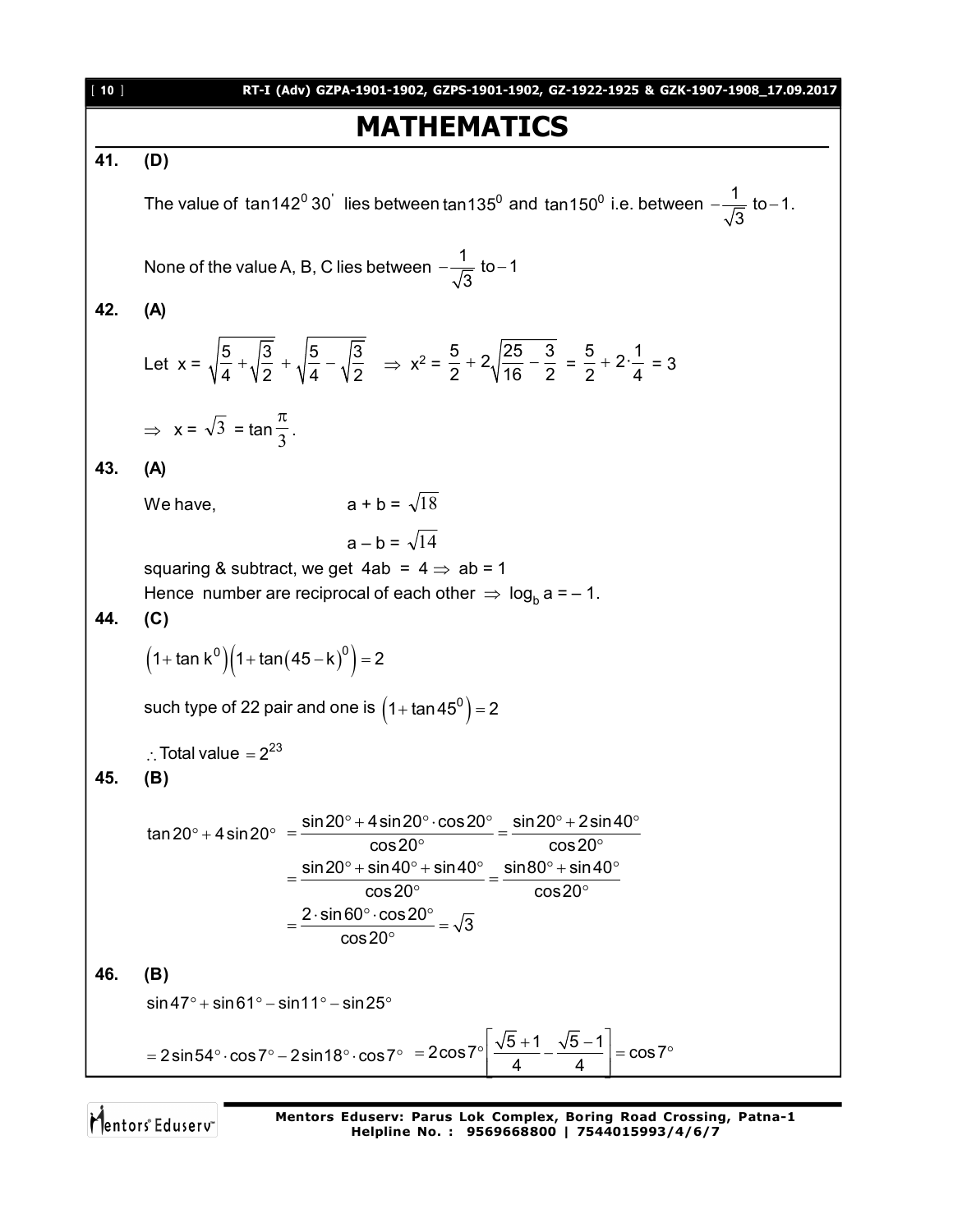# MATHEMATICS

**41. (D)**

The value of $\tan 142^0 30'$ lies between $\tan 135^0$ and $\tan 150^0$ i.e. between $-\frac{1}{\sqrt{3}}$ to $-1$.

None of the value A, B, C lies between $-\frac{1}{\sqrt{3}}$ to $-1$

**42. (A)**

Let $x = \sqrt{\frac{5}{4}+\sqrt{\frac{3}{2}}} + \sqrt{\frac{5}{4}-\sqrt{\frac{3}{2}}}$ $\Rightarrow$ $x^2 = \frac{5}{2} + 2\sqrt{\frac{25}{16}-\frac{3}{2}} = \frac{5}{2} + 2\cdot\frac{1}{4} = 3$

$\Rightarrow$ $x = \sqrt{3} = \tan\frac{\pi}{3}$.

**43. (A)**

We have, $a + b = \sqrt{18}$

$a - b = \sqrt{14}$

squaring & subtract, we get $4ab = 4 \Rightarrow ab = 1$

Hence number are reciprocal of each other $\Rightarrow \log_b a = -1$.

**44. (C)**

$\left(1+\tan k^0\right)\left(1+\tan(45-k)^0\right) = 2$

such type of 22 pair and one is $\left(1+\tan 45^0\right) = 2$

$\therefore$ Total value $= 2^{23}$

**45. (B)**

$$\tan 20^\circ + 4\sin 20^\circ = \frac{\sin 20^\circ + 4\sin 20^\circ \cdot \cos 20^\circ}{\cos 20^\circ} = \frac{\sin 20^\circ + 2\sin 40^\circ}{\cos 20^\circ}$$

$$= \frac{\sin 20^\circ + \sin 40^\circ + \sin 40^\circ}{\cos 20^\circ} = \frac{\sin 80^\circ + \sin 40^\circ}{\cos 20^\circ}$$

$$= \frac{2\cdot\sin 60^\circ \cdot \cos 20^\circ}{\cos 20^\circ} = \sqrt{3}$$

**46. (B)**

$\sin 47^\circ + \sin 61^\circ - \sin 11^\circ - \sin 25^\circ$

$$= 2\sin 54^\circ \cdot \cos 7^\circ - 2\sin 18^\circ \cdot \cos 7^\circ = 2\cos 7^\circ\left[\frac{\sqrt{5}+1}{4} - \frac{\sqrt{5}-1}{4}\right] = \cos 7^\circ$$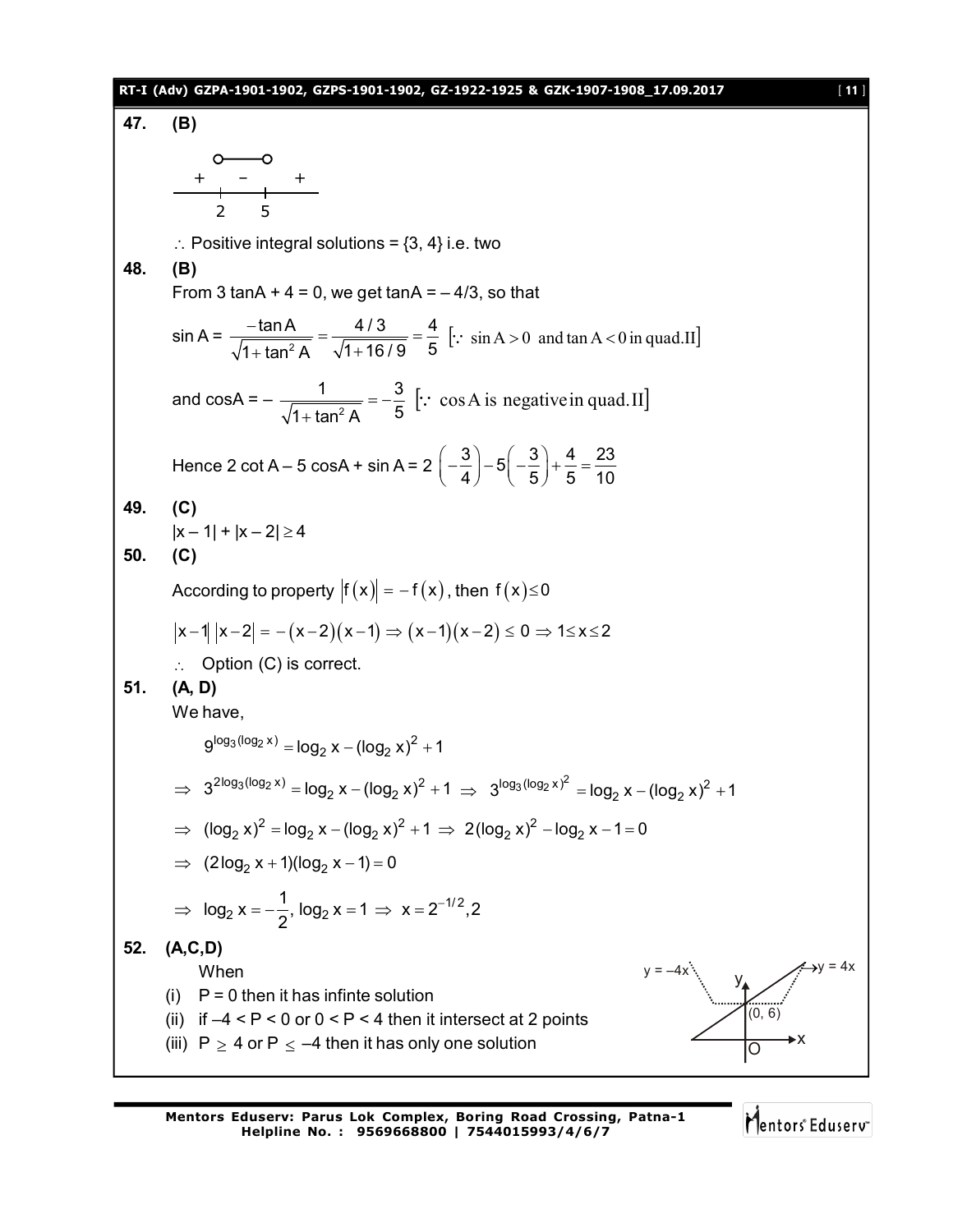**47.** **(B)**

```
    o———o
  +   –   +
——|———|——
  2   5
```

$\therefore$ Positive integral solutions = {3, 4} i.e. two

**48.** **(B)**

From 3 tanA + 4 = 0, we get tanA = – 4/3, so that

$\sin A = \dfrac{-\tan A}{\sqrt{1+\tan^2 A}} = \dfrac{4/3}{\sqrt{1+16/9}} = \dfrac{4}{5}$ $[\because \sin A > 0 \text{ and } \tan A < 0 \text{ in quad.II}]$

and $\cos A = -\dfrac{1}{\sqrt{1+\tan^2 A}} = -\dfrac{3}{5}$ $[\because \cos A \text{ is negative in quad.II}]$

Hence $2\cot A - 5\cos A + \sin A = 2\left(-\dfrac{3}{4}\right) - 5\left(-\dfrac{3}{5}\right) + \dfrac{4}{5} = \dfrac{23}{10}$

**49.** **(C)**

$|x-1| + |x-2| \geq 4$

**50.** **(C)**

According to property $|f(x)| = -f(x)$, then $f(x) \leq 0$

$|x-1||x-2| = -(x-2)(x-1) \Rightarrow (x-1)(x-2) \leq 0 \Rightarrow 1 \leq x \leq 2$

$\therefore$ Option (C) is correct.

**51.** **(A, D)**

We have,

$$9^{\log_3(\log_2 x)} = \log_2 x - (\log_2 x)^2 + 1$$

$$\Rightarrow\ 3^{2\log_3(\log_2 x)} = \log_2 x - (\log_2 x)^2 + 1 \ \Rightarrow\ 3^{\log_3(\log_2 x)^2} = \log_2 x - (\log_2 x)^2 + 1$$

$$\Rightarrow\ (\log_2 x)^2 = \log_2 x - (\log_2 x)^2 + 1 \ \Rightarrow\ 2(\log_2 x)^2 - \log_2 x - 1 = 0$$

$$\Rightarrow\ (2\log_2 x + 1)(\log_2 x - 1) = 0$$

$$\Rightarrow\ \log_2 x = -\frac{1}{2},\ \log_2 x = 1 \ \Rightarrow\ x = 2^{-1/2}, 2$$

**52.** **(A,C,D)**

When

(i) P = 0 then it has infinte solution

(ii) if –4 < P < 0 or 0 < P < 4 then it intersect at 2 points

(iii) P $\geq$ 4 or P $\leq$ –4 then it has only one solution

(Figure: y = –4x, y = 4x, (0, 6), O, x, y)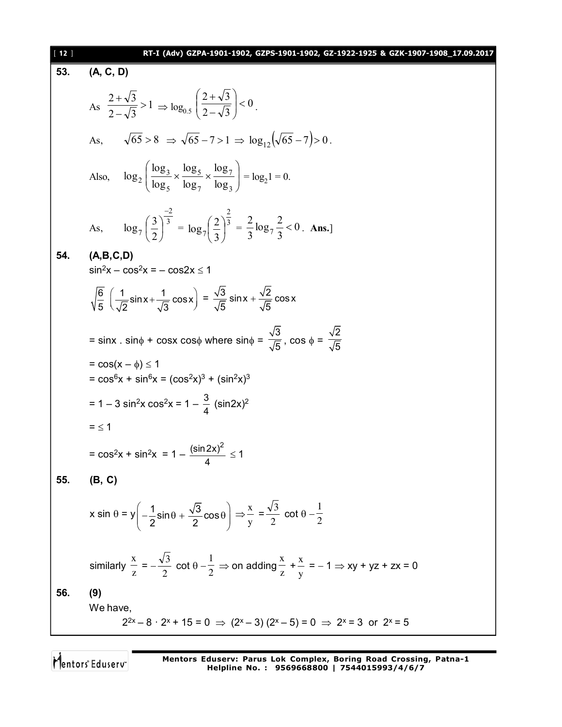**53. (A, C, D)**

As $\frac{2+\sqrt{3}}{2-\sqrt{3}} > 1 \Rightarrow \log_{0.5}\left(\frac{2+\sqrt{3}}{2-\sqrt{3}}\right) < 0$.

As, $\sqrt{65} > 8 \Rightarrow \sqrt{65}-7 > 1 \Rightarrow \log_{12}\left(\sqrt{65}-7\right) > 0$.

Also, $\log_2\left(\frac{\log_3}{\log_5} \times \frac{\log_5}{\log_7} \times \frac{\log_7}{\log_3}\right) = \log_2 1 = 0.$

As, $\log_7\left(\frac{3}{2}\right)^{\frac{-2}{3}} = \log_7\left(\frac{2}{3}\right)^{\frac{2}{3}} = \frac{2}{3}\log_7\frac{2}{3} < 0$. **Ans.**]

**54. (A,B,C,D)**

$\sin^2x - \cos^2x = -\cos 2x \le 1$

$\sqrt{\frac{6}{5}}\left(\frac{1}{\sqrt{2}}\sin x + \frac{1}{\sqrt{3}}\cos x\right) = \frac{\sqrt{3}}{\sqrt{5}}\sin x + \frac{\sqrt{2}}{\sqrt{5}}\cos x$

$= \sin x \,.\, \sin\phi + \cos x \cos\phi$ where $\sin\phi = \frac{\sqrt{3}}{\sqrt{5}}$, $\cos\phi = \frac{\sqrt{2}}{\sqrt{5}}$

$= \cos(x - \phi) \le 1$

$= \cos^6x + \sin^6x = (\cos^2x)^3 + (\sin^2x)^3$

$= 1 - 3\sin^2x\cos^2x = 1 - \frac{3}{4}(\sin 2x)^2$

$= \le 1$

$= \cos^2x + \sin^2x = 1 - \frac{(\sin 2x)^2}{4} \le 1$

**55. (B, C)**

$x\sin\theta = y\left(-\frac{1}{2}\sin\theta + \frac{\sqrt{3}}{2}\cos\theta\right) \Rightarrow \frac{x}{y} = \frac{\sqrt{3}}{2}\cot\theta - \frac{1}{2}$

similarly $\frac{x}{z} = -\frac{\sqrt{3}}{2}\cot\theta - \frac{1}{2} \Rightarrow$ on adding $\frac{x}{z} + \frac{x}{y} = -1 \Rightarrow xy + yz + zx = 0$

**56. (9)**

We have,

$2^{2x} - 8 \cdot 2^x + 15 = 0 \Rightarrow (2^x - 3)(2^x - 5) = 0 \Rightarrow 2^x = 3$ or $2^x = 5$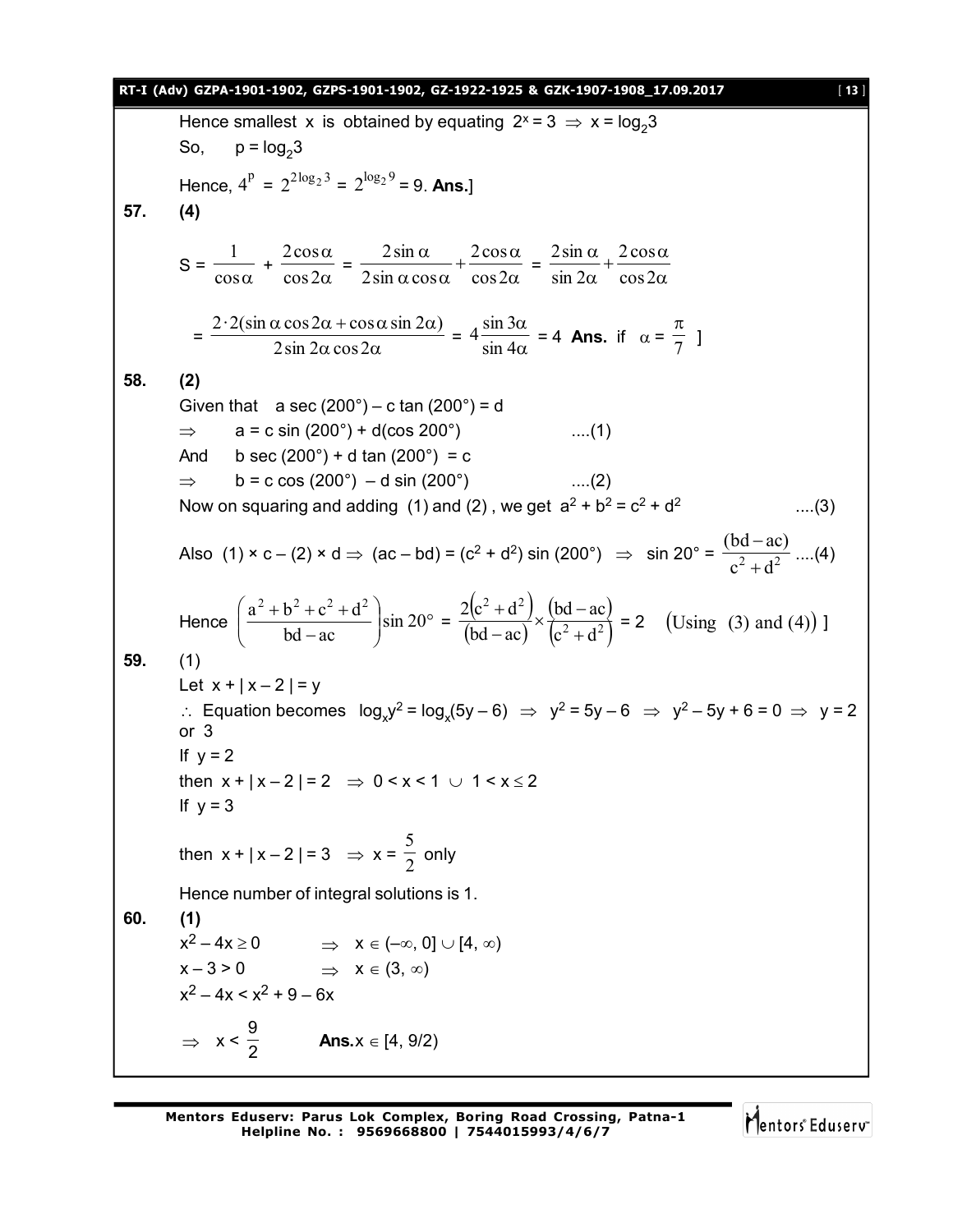Hence smallest x is obtained by equating $2^x = 3 \Rightarrow x = \log_2 3$

So, $p = \log_2 3$

Hence, $4^p = 2^{2\log_2 3} = 2^{\log_2 9} = 9$. **Ans.**]

**57. (4)**

$$S = \frac{1}{\cos\alpha} + \frac{2\cos\alpha}{\cos 2\alpha} = \frac{2\sin\alpha}{2\sin\alpha\cos\alpha} + \frac{2\cos\alpha}{\cos 2\alpha} = \frac{2\sin\alpha}{\sin 2\alpha} + \frac{2\cos\alpha}{\cos 2\alpha}$$

$$= \frac{2\cdot 2(\sin\alpha\cos 2\alpha + \cos\alpha\sin 2\alpha)}{2\sin 2\alpha\cos 2\alpha} = 4\frac{\sin 3\alpha}{\sin 4\alpha} = 4 \textbf{ Ans. } \text{if } \alpha = \frac{\pi}{7} \ ]$$

**58. (2)**

Given that $a \sec(200°) - c\tan(200°) = d$

$\Rightarrow \quad a = c\sin(200°) + d(\cos 200°)$ ....(1)

And $\quad b\sec(200°) + d\tan(200°) = c$

$\Rightarrow \quad b = c\cos(200°) - d\sin(200°)$ ....(2)

Now on squaring and adding (1) and (2), we get $a^2 + b^2 = c^2 + d^2$ ....(3)

Also (1) × c – (2) × d $\Rightarrow$ $(ac - bd) = (c^2 + d^2)\sin(200°) \Rightarrow \sin 20° = \dfrac{(bd - ac)}{c^2 + d^2}$ ....(4)

Hence $\left(\dfrac{a^2 + b^2 + c^2 + d^2}{bd - ac}\right)\sin 20° = \dfrac{2(c^2 + d^2)}{(bd - ac)} \times \dfrac{(bd - ac)}{(c^2 + d^2)} = 2 \quad$ (Using (3) and (4)) ]

**59.** (1)

Let $x + |x - 2| = y$

$\therefore$ Equation becomes $\log_x y^2 = \log_x(5y - 6) \Rightarrow y^2 = 5y - 6 \Rightarrow y^2 - 5y + 6 = 0 \Rightarrow y = 2$ or 3

If $y = 2$

then $x + |x - 2| = 2 \Rightarrow 0 < x < 1 \cup 1 < x \le 2$

If $y = 3$

then $x + |x - 2| = 3 \Rightarrow x = \dfrac{5}{2}$ only

Hence number of integral solutions is 1.

**60. (1)**

$x^2 - 4x \ge 0 \quad \Rightarrow \quad x \in (-\infty, 0] \cup [4, \infty)$

$x - 3 > 0 \quad \Rightarrow \quad x \in (3, \infty)$

$x^2 - 4x < x^2 + 9 - 6x$

$\Rightarrow \quad x < \dfrac{9}{2} \qquad$ **Ans.** $x \in [4, 9/2)$